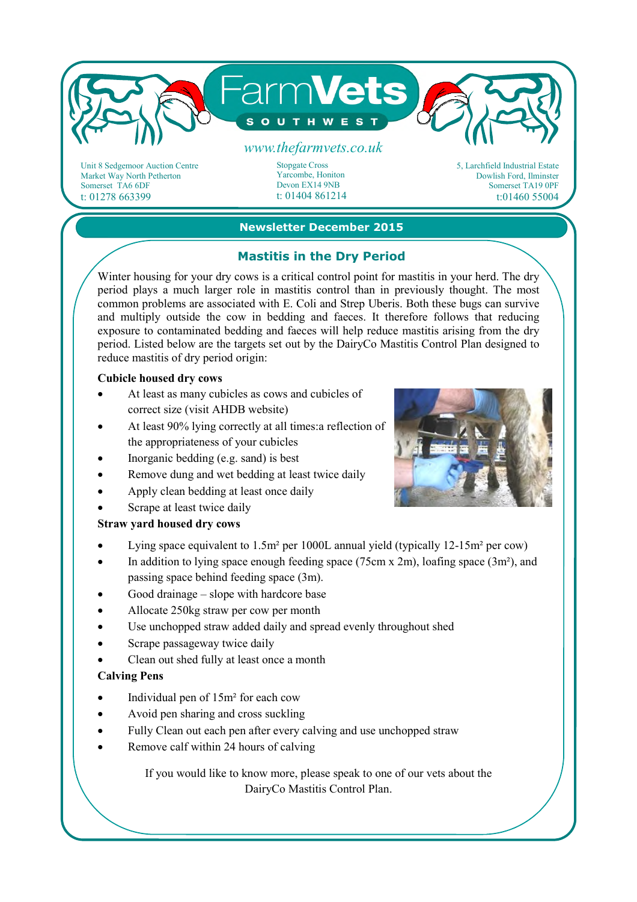# FarmVets SOUTHWEST

*www.thefarmvets.co.uk*

Unit 8 Sedgemoor Auction Centre
Market Way North Petherton
Somerset TA6 6DF
t: 01278 663399

Stopgate Cross
Yarcombe, Honiton
Devon EX14 9NB
t: 01404 861214

5, Larchfield Industrial Estate
Dowlish Ford, Ilminster
Somerset TA19 0PF
t:01460 55004

## Newsletter December 2015

### Mastitis in the Dry Period

Winter housing for your dry cows is a critical control point for mastitis in your herd. The dry period plays a much larger role in mastitis control than in previously thought. The most common problems are associated with E. Coli and Strep Uberis. Both these bugs can survive and multiply outside the cow in bedding and faeces. It therefore follows that reducing exposure to contaminated bedding and faeces will help reduce mastitis arising from the dry period. Listed below are the targets set out by the DairyCo Mastitis Control Plan designed to reduce mastitis of dry period origin:

**Cubicle housed dry cows**

- At least as many cubicles as cows and cubicles of correct size (visit AHDB website)
- At least 90% lying correctly at all times:a reflection of the appropriateness of your cubicles
- Inorganic bedding (e.g. sand) is best
- Remove dung and wet bedding at least twice daily
- Apply clean bedding at least once daily
- Scrape at least twice daily

**Straw yard housed dry cows**

- Lying space equivalent to 1.5m² per 1000L annual yield (typically 12-15m² per cow)
- In addition to lying space enough feeding space (75cm x 2m), loafing space (3m²), and passing space behind feeding space (3m).
- Good drainage – slope with hardcore base
- Allocate 250kg straw per cow per month
- Use unchopped straw added daily and spread evenly throughout shed
- Scrape passageway twice daily
- Clean out shed fully at least once a month

**Calving Pens**

- Individual pen of 15m² for each cow
- Avoid pen sharing and cross suckling
- Fully Clean out each pen after every calving and use unchopped straw
- Remove calf within 24 hours of calving

If you would like to know more, please speak to one of our vets about the DairyCo Mastitis Control Plan.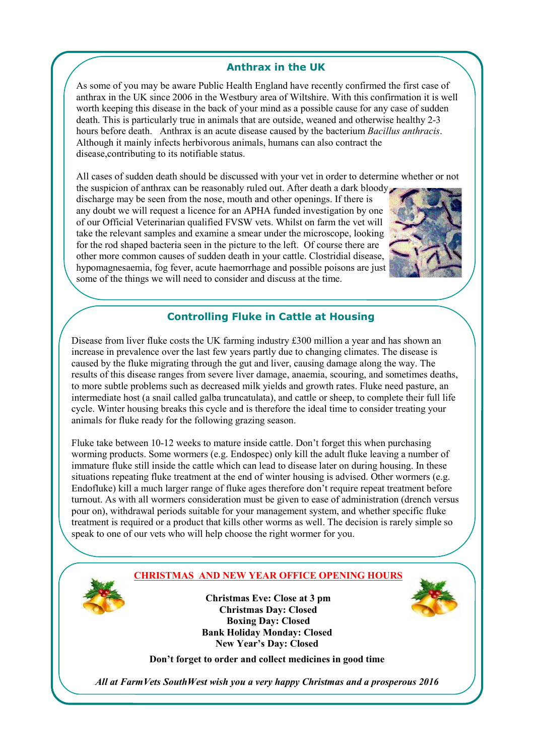## Anthrax in the UK

As some of you may be aware Public Health England have recently confirmed the first case of anthrax in the UK since 2006 in the Westbury area of Wiltshire. With this confirmation it is well worth keeping this disease in the back of your mind as a possible cause for any case of sudden death. This is particularly true in animals that are outside, weaned and otherwise healthy 2-3 hours before death. Anthrax is an acute disease caused by the bacterium *Bacillus anthracis*. Although it mainly infects herbivorous animals, humans can also contract the disease,contributing to its notifiable status.

All cases of sudden death should be discussed with your vet in order to determine whether or not the suspicion of anthrax can be reasonably ruled out. After death a dark bloody discharge may be seen from the nose, mouth and other openings. If there is any doubt we will request a licence for an APHA funded investigation by one of our Official Veterinarian qualified FVSW vets. Whilst on farm the vet will take the relevant samples and examine a smear under the microscope, looking for the rod shaped bacteria seen in the picture to the left. Of course there are other more common causes of sudden death in your cattle. Clostridial disease, hypomagnesaemia, fog fever, acute haemorrhage and possible poisons are just some of the things we will need to consider and discuss at the time.

## Controlling Fluke in Cattle at Housing

Disease from liver fluke costs the UK farming industry £300 million a year and has shown an increase in prevalence over the last few years partly due to changing climates. The disease is caused by the fluke migrating through the gut and liver, causing damage along the way. The results of this disease ranges from severe liver damage, anaemia, scouring, and sometimes deaths, to more subtle problems such as decreased milk yields and growth rates. Fluke need pasture, an intermediate host (a snail called galba truncatulata), and cattle or sheep, to complete their full life cycle. Winter housing breaks this cycle and is therefore the ideal time to consider treating your animals for fluke ready for the following grazing season.

Fluke take between 10-12 weeks to mature inside cattle. Don't forget this when purchasing worming products. Some wormers (e.g. Endospec) only kill the adult fluke leaving a number of immature fluke still inside the cattle which can lead to disease later on during housing. In these situations repeating fluke treatment at the end of winter housing is advised. Other wormers (e.g. Endofluke) kill a much larger range of fluke ages therefore don't require repeat treatment before turnout. As with all wormers consideration must be given to ease of administration (drench versus pour on), withdrawal periods suitable for your management system, and whether specific fluke treatment is required or a product that kills other worms as well. The decision is rarely simple so speak to one of our vets who will help choose the right wormer for you.

## CHRISTMAS AND NEW YEAR OFFICE OPENING HOURS

**Christmas Eve: Close at 3 pm**
**Christmas Day: Closed**
**Boxing Day: Closed**
**Bank Holiday Monday: Closed**
**New Year's Day: Closed**

**Don't forget to order and collect medicines in good time**

***All at FarmVets SouthWest wish you a very happy Christmas and a prosperous 2016***